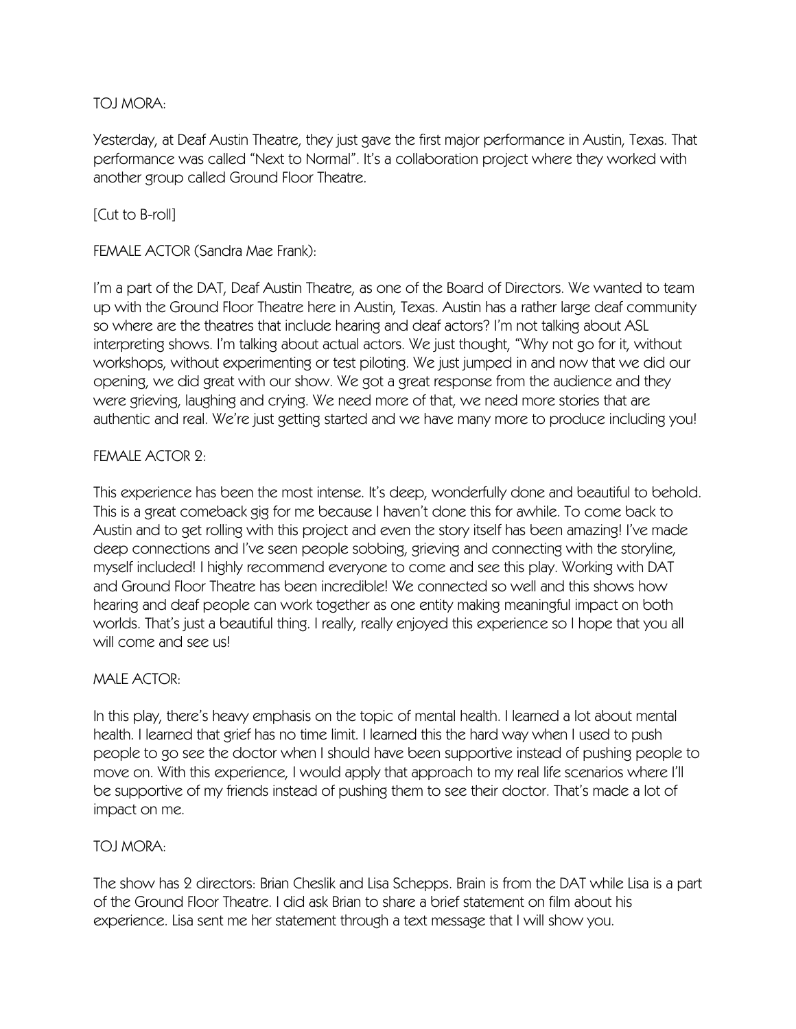TOJ MORA:

Yesterday, at Deaf Austin Theatre, they just gave the first major performance in Austin, Texas. That performance was called "Next to Normal". It's a collaboration project where they worked with another group called Ground Floor Theatre.

[Cut to B-roll]

FEMALE ACTOR (Sandra Mae Frank):

I'm a part of the DAT, Deaf Austin Theatre, as one of the Board of Directors. We wanted to team up with the Ground Floor Theatre here in Austin, Texas. Austin has a rather large deaf community so where are the theatres that include hearing and deaf actors? I'm not talking about ASL interpreting shows. I'm talking about actual actors. We just thought, "Why not go for it, without workshops, without experimenting or test piloting. We just jumped in and now that we did our opening, we did great with our show. We got a great response from the audience and they were grieving, laughing and crying. We need more of that, we need more stories that are authentic and real. We're just getting started and we have many more to produce including you!

FEMALE ACTOR 2:

This experience has been the most intense. It's deep, wonderfully done and beautiful to behold. This is a great comeback gig for me because I haven't done this for awhile. To come back to Austin and to get rolling with this project and even the story itself has been amazing! I've made deep connections and I've seen people sobbing, grieving and connecting with the storyline, myself included! I highly recommend everyone to come and see this play. Working with DAT and Ground Floor Theatre has been incredible! We connected so well and this shows how hearing and deaf people can work together as one entity making meaningful impact on both worlds. That's just a beautiful thing. I really, really enjoyed this experience so I hope that you all will come and see us!

MALE ACTOR:

In this play, there's heavy emphasis on the topic of mental health. I learned a lot about mental health. I learned that grief has no time limit. I learned this the hard way when I used to push people to go see the doctor when I should have been supportive instead of pushing people to move on. With this experience, I would apply that approach to my real life scenarios where I'll be supportive of my friends instead of pushing them to see their doctor. That's made a lot of impact on me.

TOJ MORA:

The show has 2 directors: Brian Cheslik and Lisa Schepps. Brain is from the DAT while Lisa is a part of the Ground Floor Theatre. I did ask Brian to share a brief statement on film about his experience. Lisa sent me her statement through a text message that I will show you.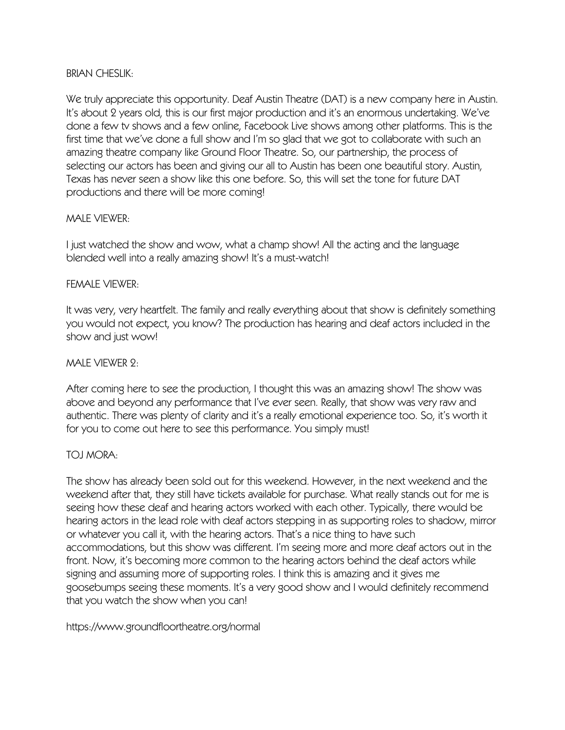BRIAN CHESLIK:

We truly appreciate this opportunity. Deaf Austin Theatre (DAT) is a new company here in Austin. It's about 2 years old, this is our first major production and it's an enormous undertaking. We've done a few tv shows and a few online, Facebook Live shows among other platforms. This is the first time that we've done a full show and I'm so glad that we got to collaborate with such an amazing theatre company like Ground Floor Theatre. So, our partnership, the process of selecting our actors has been and giving our all to Austin has been one beautiful story. Austin, Texas has never seen a show like this one before. So, this will set the tone for future DAT productions and there will be more coming!

MALE VIEWER:

I just watched the show and wow, what a champ show! All the acting and the language blended well into a really amazing show! It's a must-watch!

FEMALE VIEWER:

It was very, very heartfelt. The family and really everything about that show is definitely something you would not expect, you know? The production has hearing and deaf actors included in the show and just wow!

MALE VIEWER 2:

After coming here to see the production, I thought this was an amazing show! The show was above and beyond any performance that I've ever seen. Really, that show was very raw and authentic. There was plenty of clarity and it's a really emotional experience too. So, it's worth it for you to come out here to see this performance. You simply must!

TOJ MORA:

The show has already been sold out for this weekend. However, in the next weekend and the weekend after that, they still have tickets available for purchase. What really stands out for me is seeing how these deaf and hearing actors worked with each other. Typically, there would be hearing actors in the lead role with deaf actors stepping in as supporting roles to shadow, mirror or whatever you call it, with the hearing actors. That's a nice thing to have such accommodations, but this show was different. I'm seeing more and more deaf actors out in the front. Now, it's becoming more common to the hearing actors behind the deaf actors while signing and assuming more of supporting roles. I think this is amazing and it gives me goosebumps seeing these moments. It's a very good show and I would definitely recommend that you watch the show when you can!

https://www.groundfloortheatre.org/normal